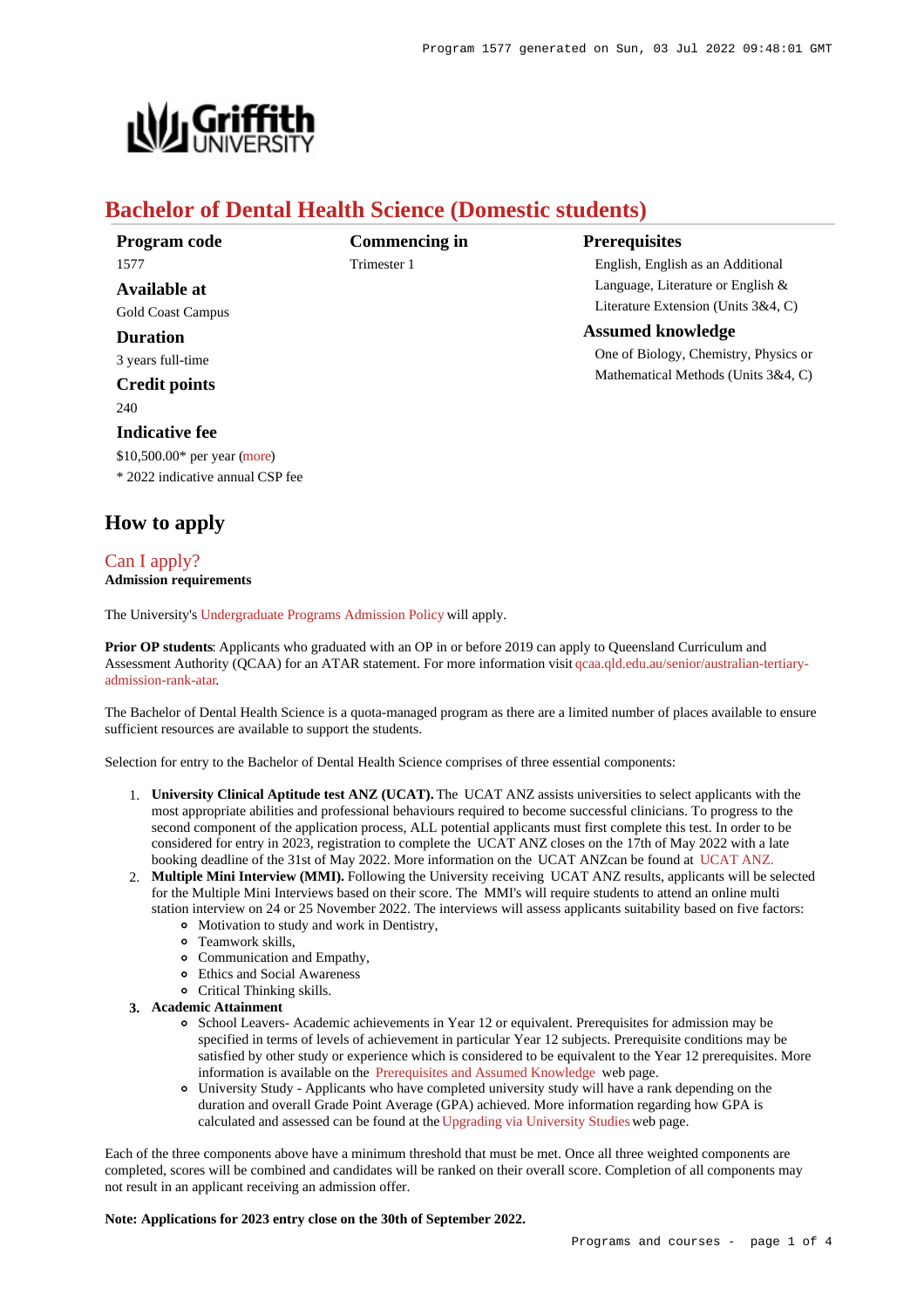# Bachelor of Dental Health Science (Domestic students)

**Program code**
1577

**Available at**
Gold Coast Campus

**Duration**
3 years full-time

**Credit points**
240

**Indicative fee**
$10,500.00* per year (more)
* 2022 indicative annual CSP fee

**Commencing in**
Trimester 1

**Prerequisites**
English, English as an Additional Language, Literature or English & Literature Extension (Units 3&4, C)

**Assumed knowledge**
One of Biology, Chemistry, Physics or Mathematical Methods (Units 3&4, C)

## How to apply

### Can I apply?

**Admission requirements**

The University's Undergraduate Programs Admission Policy will apply.

**Prior OP students**: Applicants who graduated with an OP in or before 2019 can apply to Queensland Curriculum and Assessment Authority (QCAA) for an ATAR statement. For more information visit qcaa.qld.edu.au/senior/australian-tertiary-admission-rank-atar.

The Bachelor of Dental Health Science is a quota-managed program as there are a limited number of places available to ensure sufficient resources are available to support the students.

Selection for entry to the Bachelor of Dental Health Science comprises of three essential components:

1. **University Clinical Aptitude test ANZ (UCAT).** The UCAT ANZ assists universities to select applicants with the most appropriate abilities and professional behaviours required to become successful clinicians. To progress to the second component of the application process, ALL potential applicants must first complete this test. In order to be considered for entry in 2023, registration to complete the UCAT ANZ closes on the 17th of May 2022 with a late booking deadline of the 31st of May 2022. More information on the UCAT ANZcan be found at UCAT ANZ.
2. **Multiple Mini Interview (MMI).** Following the University receiving UCAT ANZ results, applicants will be selected for the Multiple Mini Interviews based on their score. The MMI's will require students to attend an online multi station interview on 24 or 25 November 2022. The interviews will assess applicants suitability based on five factors:
   - Motivation to study and work in Dentistry,
   - Teamwork skills,
   - Communication and Empathy,
   - Ethics and Social Awareness
   - Critical Thinking skills.
3. **Academic Attainment**
   - School Leavers- Academic achievements in Year 12 or equivalent. Prerequisites for admission may be specified in terms of levels of achievement in particular Year 12 subjects. Prerequisite conditions may be satisfied by other study or experience which is considered to be equivalent to the Year 12 prerequisites. More information is available on the Prerequisites and Assumed Knowledge web page.
   - University Study - Applicants who have completed university study will have a rank depending on the duration and overall Grade Point Average (GPA) achieved. More information regarding how GPA is calculated and assessed can be found at the Upgrading via University Studies web page.

Each of the three components above have a minimum threshold that must be met. Once all three weighted components are completed, scores will be combined and candidates will be ranked on their overall score. Completion of all components may not result in an applicant receiving an admission offer.

**Note: Applications for 2023 entry close on the 30th of September 2022.**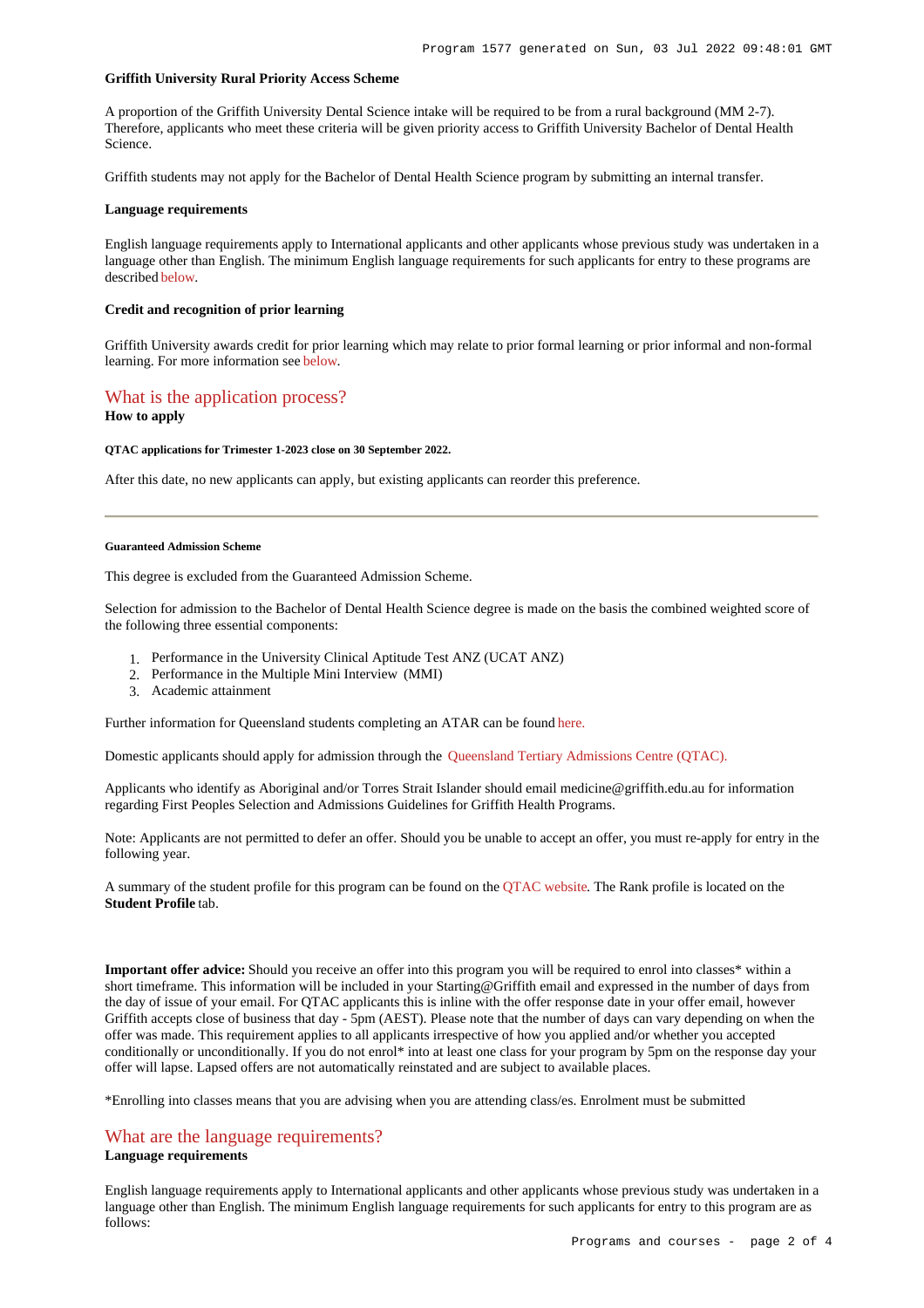**Griffith University Rural Priority Access Scheme**

A proportion of the Griffith University Dental Science intake will be required to be from a rural background (MM 2-7). Therefore, applicants who meet these criteria will be given priority access to Griffith University Bachelor of Dental Health Science.

Griffith students may not apply for the Bachelor of Dental Health Science program by submitting an internal transfer.

**Language requirements**

English language requirements apply to International applicants and other applicants whose previous study was undertaken in a language other than English. The minimum English language requirements for such applicants for entry to these programs are described below.

**Credit and recognition of prior learning**

Griffith University awards credit for prior learning which may relate to prior formal learning or prior informal and non-formal learning. For more information see below.

## What is the application process?

**How to apply**

**QTAC applications for Trimester 1-2023 close on 30 September 2022.**

After this date, no new applicants can apply, but existing applicants can reorder this preference.

---

**Guaranteed Admission Scheme**

This degree is excluded from the Guaranteed Admission Scheme.

Selection for admission to the Bachelor of Dental Health Science degree is made on the basis the combined weighted score of the following three essential components:

1. Performance in the University Clinical Aptitude Test ANZ (UCAT ANZ)
2. Performance in the Multiple Mini Interview (MMI)
3. Academic attainment

Further information for Queensland students completing an ATAR can be found here.

Domestic applicants should apply for admission through the Queensland Tertiary Admissions Centre (QTAC).

Applicants who identify as Aboriginal and/or Torres Strait Islander should email medicine@griffith.edu.au for information regarding First Peoples Selection and Admissions Guidelines for Griffith Health Programs.

Note: Applicants are not permitted to defer an offer. Should you be unable to accept an offer, you must re-apply for entry in the following year.

A summary of the student profile for this program can be found on the QTAC website. The Rank profile is located on the **Student Profile** tab.

**Important offer advice:** Should you receive an offer into this program you will be required to enrol into classes* within a short timeframe. This information will be included in your Starting@Griffith email and expressed in the number of days from the day of issue of your email. For QTAC applicants this is inline with the offer response date in your offer email, however Griffith accepts close of business that day - 5pm (AEST). Please note that the number of days can vary depending on when the offer was made. This requirement applies to all applicants irrespective of how you applied and/or whether you accepted conditionally or unconditionally. If you do not enrol* into at least one class for your program by 5pm on the response day your offer will lapse. Lapsed offers are not automatically reinstated and are subject to available places.

*Enrolling into classes means that you are advising when you are attending class/es. Enrolment must be submitted

## What are the language requirements?

**Language requirements**

English language requirements apply to International applicants and other applicants whose previous study was undertaken in a language other than English. The minimum English language requirements for such applicants for entry to this program are as follows: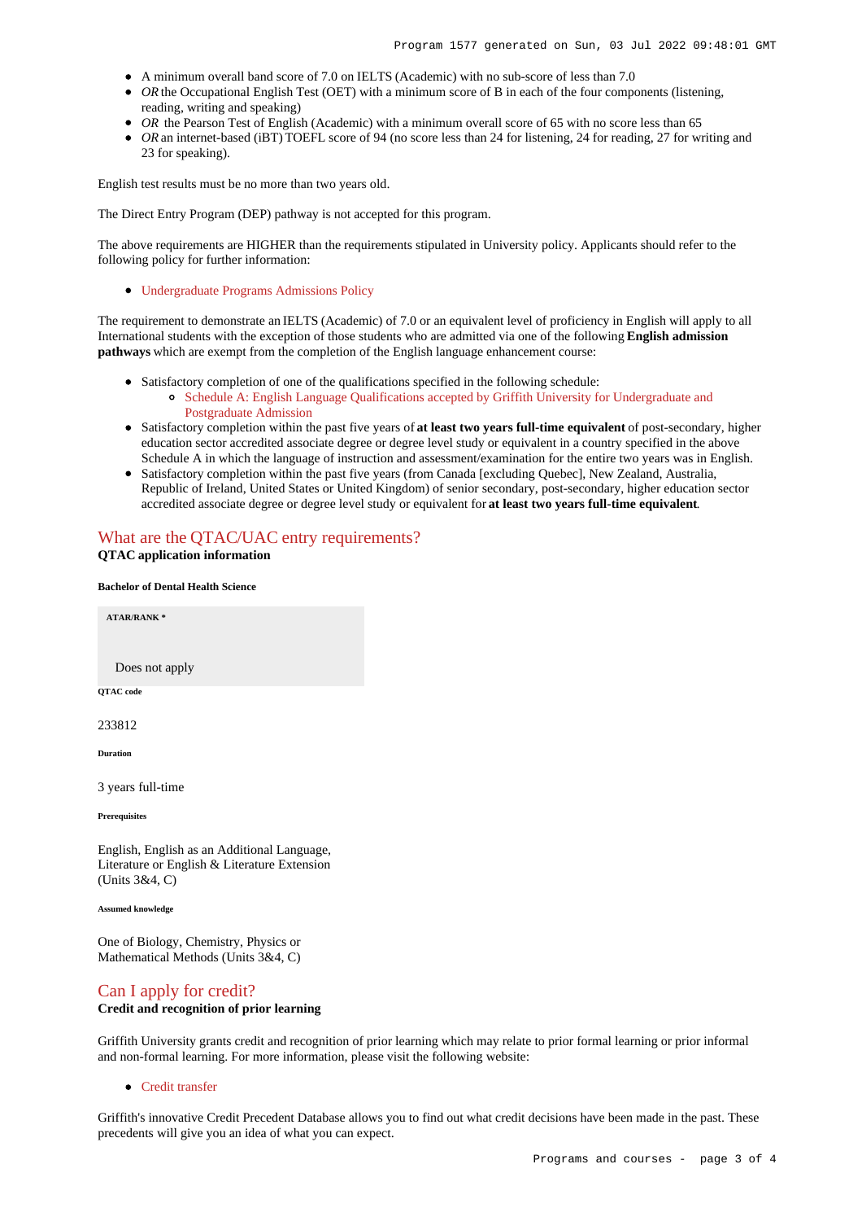- A minimum overall band score of 7.0 on IELTS (Academic) with no sub-score of less than 7.0
- *OR* the Occupational English Test (OET) with a minimum score of B in each of the four components (listening, reading, writing and speaking)
- *OR* the Pearson Test of English (Academic) with a minimum overall score of 65 with no score less than 65
- *OR* an internet-based (iBT) TOEFL score of 94 (no score less than 24 for listening, 24 for reading, 27 for writing and 23 for speaking).

English test results must be no more than two years old.

The Direct Entry Program (DEP) pathway is not accepted for this program.

The above requirements are HIGHER than the requirements stipulated in University policy. Applicants should refer to the following policy for further information:

- Undergraduate Programs Admissions Policy

The requirement to demonstrate an IELTS (Academic) of 7.0 or an equivalent level of proficiency in English will apply to all International students with the exception of those students who are admitted via one of the following **English admission pathways** which are exempt from the completion of the English language enhancement course:

- Satisfactory completion of one of the qualifications specified in the following schedule:
  - Schedule A: English Language Qualifications accepted by Griffith University for Undergraduate and Postgraduate Admission
- Satisfactory completion within the past five years of **at least two years full-time equivalent** of post-secondary, higher education sector accredited associate degree or degree level study or equivalent in a country specified in the above Schedule A in which the language of instruction and assessment/examination for the entire two years was in English.
- Satisfactory completion within the past five years (from Canada [excluding Quebec], New Zealand, Australia, Republic of Ireland, United States or United Kingdom) of senior secondary, post-secondary, higher education sector accredited associate degree or degree level study or equivalent for **at least two years full-time equivalent**.

## What are the QTAC/UAC entry requirements?

**QTAC application information**

**Bachelor of Dental Health Science**

**ATAR/RANK ***

Does not apply

**QTAC code**

233812

**Duration**

3 years full-time

**Prerequisites**

English, English as an Additional Language, Literature or English & Literature Extension (Units 3&4, C)

**Assumed knowledge**

One of Biology, Chemistry, Physics or Mathematical Methods (Units 3&4, C)

## Can I apply for credit?

**Credit and recognition of prior learning**

Griffith University grants credit and recognition of prior learning which may relate to prior formal learning or prior informal and non-formal learning. For more information, please visit the following website:

- Credit transfer

Griffith's innovative Credit Precedent Database allows you to find out what credit decisions have been made in the past. These precedents will give you an idea of what you can expect.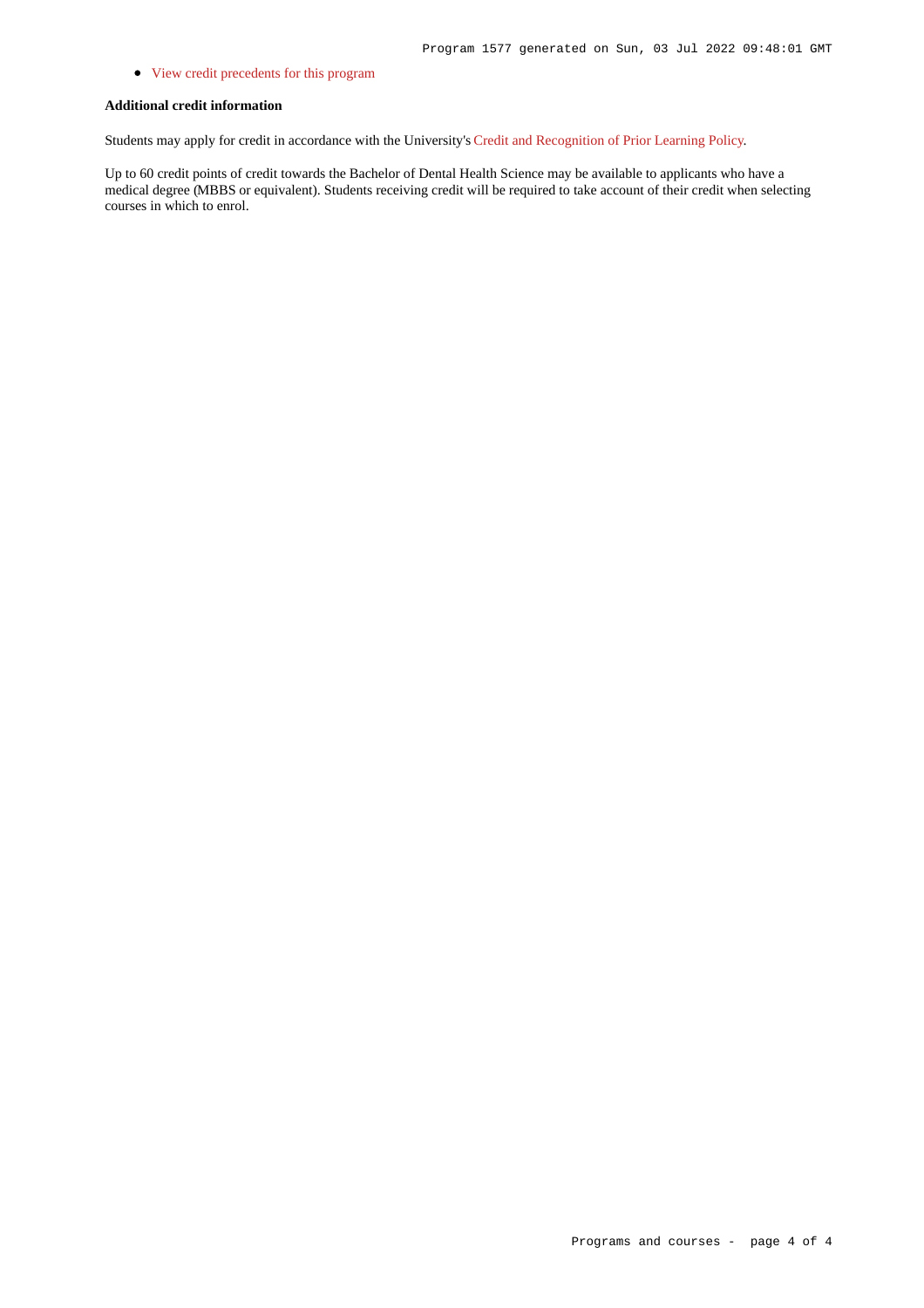- View credit precedents for this program

**Additional credit information**

Students may apply for credit in accordance with the University's Credit and Recognition of Prior Learning Policy.

Up to 60 credit points of credit towards the Bachelor of Dental Health Science may be available to applicants who have a medical degree (MBBS or equivalent). Students receiving credit will be required to take account of their credit when selecting courses in which to enrol.